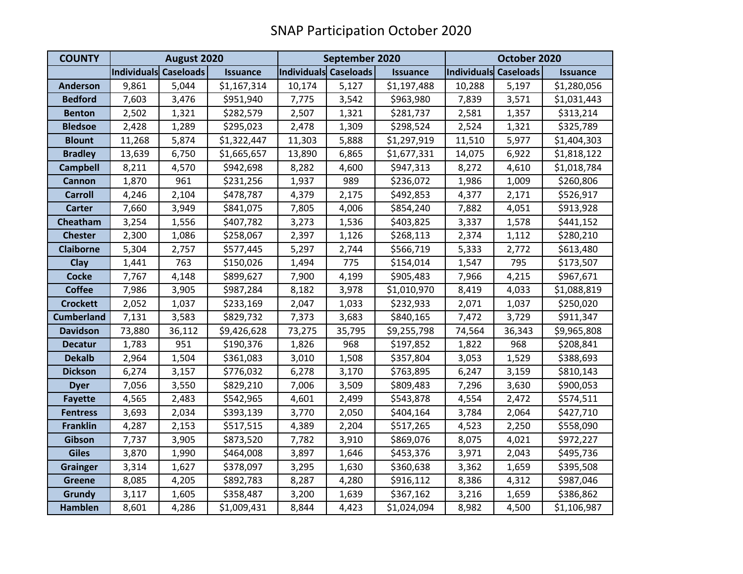# SNAP Participation October 2020

| COUNTY | August 2020 | | | September 2020 | | | October 2020 | | |
|---|---|---|---|---|---|---|---|---|---|
| | Individuals | Caseloads | Issuance | Individuals | Caseloads | Issuance | Individuals | Caseloads | Issuance |
| Anderson | 9,861 | 5,044 | $1,167,314 | 10,174 | 5,127 | $1,197,488 | 10,288 | 5,197 | $1,280,056 |
| Bedford | 7,603 | 3,476 | $951,940 | 7,775 | 3,542 | $963,980 | 7,839 | 3,571 | $1,031,443 |
| Benton | 2,502 | 1,321 | $282,579 | 2,507 | 1,321 | $281,737 | 2,581 | 1,357 | $313,214 |
| Bledsoe | 2,428 | 1,289 | $295,023 | 2,478 | 1,309 | $298,524 | 2,524 | 1,321 | $325,789 |
| Blount | 11,268 | 5,874 | $1,322,447 | 11,303 | 5,888 | $1,297,919 | 11,510 | 5,977 | $1,404,303 |
| Bradley | 13,639 | 6,750 | $1,665,657 | 13,890 | 6,865 | $1,677,331 | 14,075 | 6,922 | $1,818,122 |
| Campbell | 8,211 | 4,570 | $942,698 | 8,282 | 4,600 | $947,313 | 8,272 | 4,610 | $1,018,784 |
| Cannon | 1,870 | 961 | $231,256 | 1,937 | 989 | $236,072 | 1,986 | 1,009 | $260,806 |
| Carroll | 4,246 | 2,104 | $478,787 | 4,379 | 2,175 | $492,853 | 4,377 | 2,171 | $526,917 |
| Carter | 7,660 | 3,949 | $841,075 | 7,805 | 4,006 | $854,240 | 7,882 | 4,051 | $913,928 |
| Cheatham | 3,254 | 1,556 | $407,782 | 3,273 | 1,536 | $403,825 | 3,337 | 1,578 | $441,152 |
| Chester | 2,300 | 1,086 | $258,067 | 2,397 | 1,126 | $268,113 | 2,374 | 1,112 | $280,210 |
| Claiborne | 5,304 | 2,757 | $577,445 | 5,297 | 2,744 | $566,719 | 5,333 | 2,772 | $613,480 |
| Clay | 1,441 | 763 | $150,026 | 1,494 | 775 | $154,014 | 1,547 | 795 | $173,507 |
| Cocke | 7,767 | 4,148 | $899,627 | 7,900 | 4,199 | $905,483 | 7,966 | 4,215 | $967,671 |
| Coffee | 7,986 | 3,905 | $987,284 | 8,182 | 3,978 | $1,010,970 | 8,419 | 4,033 | $1,088,819 |
| Crockett | 2,052 | 1,037 | $233,169 | 2,047 | 1,033 | $232,933 | 2,071 | 1,037 | $250,020 |
| Cumberland | 7,131 | 3,583 | $829,732 | 7,373 | 3,683 | $840,165 | 7,472 | 3,729 | $911,347 |
| Davidson | 73,880 | 36,112 | $9,426,628 | 73,275 | 35,795 | $9,255,798 | 74,564 | 36,343 | $9,965,808 |
| Decatur | 1,783 | 951 | $190,376 | 1,826 | 968 | $197,852 | 1,822 | 968 | $208,841 |
| Dekalb | 2,964 | 1,504 | $361,083 | 3,010 | 1,508 | $357,804 | 3,053 | 1,529 | $388,693 |
| Dickson | 6,274 | 3,157 | $776,032 | 6,278 | 3,170 | $763,895 | 6,247 | 3,159 | $810,143 |
| Dyer | 7,056 | 3,550 | $829,210 | 7,006 | 3,509 | $809,483 | 7,296 | 3,630 | $900,053 |
| Fayette | 4,565 | 2,483 | $542,965 | 4,601 | 2,499 | $543,878 | 4,554 | 2,472 | $574,511 |
| Fentress | 3,693 | 2,034 | $393,139 | 3,770 | 2,050 | $404,164 | 3,784 | 2,064 | $427,710 |
| Franklin | 4,287 | 2,153 | $517,515 | 4,389 | 2,204 | $517,265 | 4,523 | 2,250 | $558,090 |
| Gibson | 7,737 | 3,905 | $873,520 | 7,782 | 3,910 | $869,076 | 8,075 | 4,021 | $972,227 |
| Giles | 3,870 | 1,990 | $464,008 | 3,897 | 1,646 | $453,376 | 3,971 | 2,043 | $495,736 |
| Grainger | 3,314 | 1,627 | $378,097 | 3,295 | 1,630 | $360,638 | 3,362 | 1,659 | $395,508 |
| Greene | 8,085 | 4,205 | $892,783 | 8,287 | 4,280 | $916,112 | 8,386 | 4,312 | $987,046 |
| Grundy | 3,117 | 1,605 | $358,487 | 3,200 | 1,639 | $367,162 | 3,216 | 1,659 | $386,862 |
| Hamblen | 8,601 | 4,286 | $1,009,431 | 8,844 | 4,423 | $1,024,094 | 8,982 | 4,500 | $1,106,987 |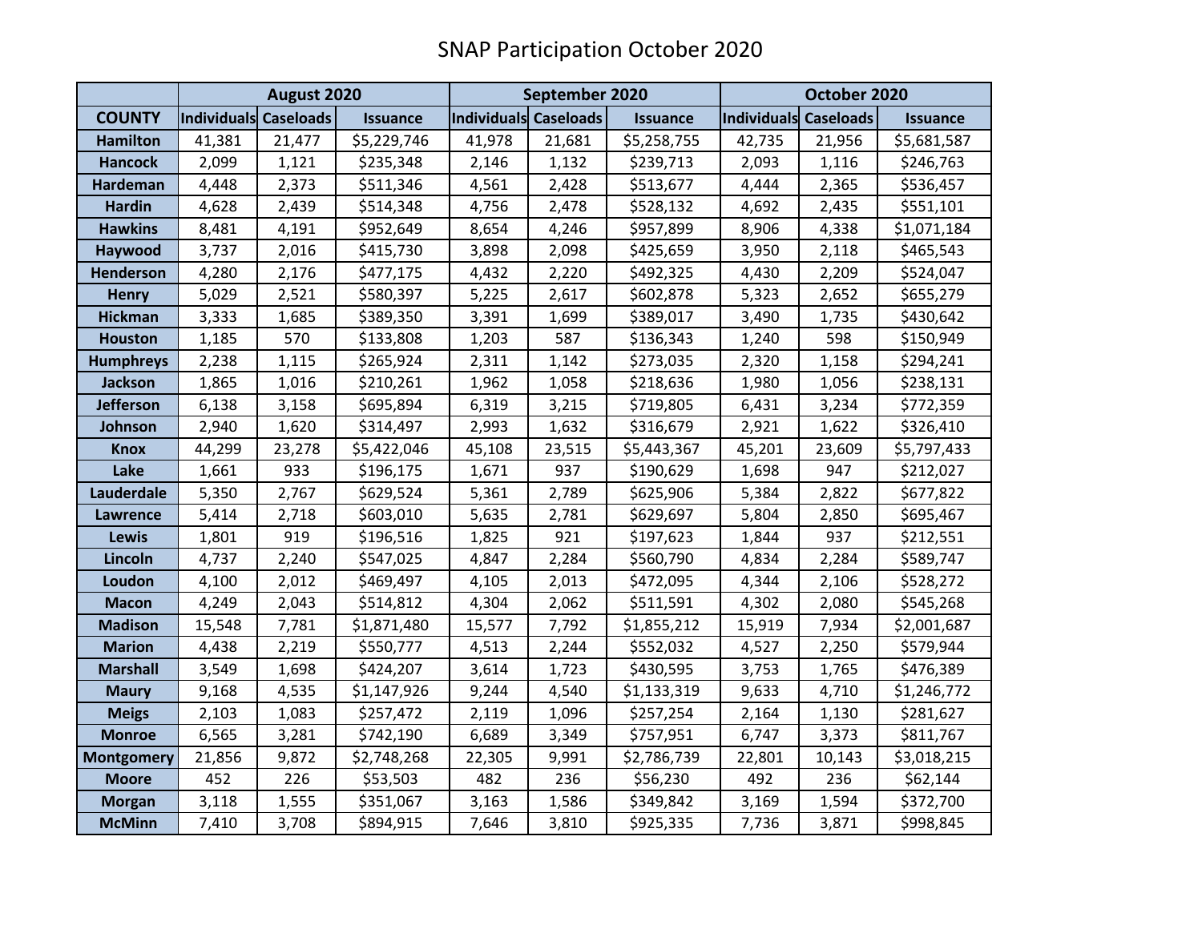# SNAP Participation October 2020

| | August 2020 | | | September 2020 | | | October 2020 | | |
|---|---|---|---|---|---|---|---|---|---|
| **COUNTY** | **Individuals** | **Caseloads** | **Issuance** | **Individuals** | **Caseloads** | **Issuance** | **Individuals** | **Caseloads** | **Issuance** |
| **Hamilton** | 41,381 | 21,477 | $5,229,746 | 41,978 | 21,681 | $5,258,755 | 42,735 | 21,956 | $5,681,587 |
| **Hancock** | 2,099 | 1,121 | $235,348 | 2,146 | 1,132 | $239,713 | 2,093 | 1,116 | $246,763 |
| **Hardeman** | 4,448 | 2,373 | $511,346 | 4,561 | 2,428 | $513,677 | 4,444 | 2,365 | $536,457 |
| **Hardin** | 4,628 | 2,439 | $514,348 | 4,756 | 2,478 | $528,132 | 4,692 | 2,435 | $551,101 |
| **Hawkins** | 8,481 | 4,191 | $952,649 | 8,654 | 4,246 | $957,899 | 8,906 | 4,338 | $1,071,184 |
| **Haywood** | 3,737 | 2,016 | $415,730 | 3,898 | 2,098 | $425,659 | 3,950 | 2,118 | $465,543 |
| **Henderson** | 4,280 | 2,176 | $477,175 | 4,432 | 2,220 | $492,325 | 4,430 | 2,209 | $524,047 |
| **Henry** | 5,029 | 2,521 | $580,397 | 5,225 | 2,617 | $602,878 | 5,323 | 2,652 | $655,279 |
| **Hickman** | 3,333 | 1,685 | $389,350 | 3,391 | 1,699 | $389,017 | 3,490 | 1,735 | $430,642 |
| **Houston** | 1,185 | 570 | $133,808 | 1,203 | 587 | $136,343 | 1,240 | 598 | $150,949 |
| **Humphreys** | 2,238 | 1,115 | $265,924 | 2,311 | 1,142 | $273,035 | 2,320 | 1,158 | $294,241 |
| **Jackson** | 1,865 | 1,016 | $210,261 | 1,962 | 1,058 | $218,636 | 1,980 | 1,056 | $238,131 |
| **Jefferson** | 6,138 | 3,158 | $695,894 | 6,319 | 3,215 | $719,805 | 6,431 | 3,234 | $772,359 |
| **Johnson** | 2,940 | 1,620 | $314,497 | 2,993 | 1,632 | $316,679 | 2,921 | 1,622 | $326,410 |
| **Knox** | 44,299 | 23,278 | $5,422,046 | 45,108 | 23,515 | $5,443,367 | 45,201 | 23,609 | $5,797,433 |
| **Lake** | 1,661 | 933 | $196,175 | 1,671 | 937 | $190,629 | 1,698 | 947 | $212,027 |
| **Lauderdale** | 5,350 | 2,767 | $629,524 | 5,361 | 2,789 | $625,906 | 5,384 | 2,822 | $677,822 |
| **Lawrence** | 5,414 | 2,718 | $603,010 | 5,635 | 2,781 | $629,697 | 5,804 | 2,850 | $695,467 |
| **Lewis** | 1,801 | 919 | $196,516 | 1,825 | 921 | $197,623 | 1,844 | 937 | $212,551 |
| **Lincoln** | 4,737 | 2,240 | $547,025 | 4,847 | 2,284 | $560,790 | 4,834 | 2,284 | $589,747 |
| **Loudon** | 4,100 | 2,012 | $469,497 | 4,105 | 2,013 | $472,095 | 4,344 | 2,106 | $528,272 |
| **Macon** | 4,249 | 2,043 | $514,812 | 4,304 | 2,062 | $511,591 | 4,302 | 2,080 | $545,268 |
| **Madison** | 15,548 | 7,781 | $1,871,480 | 15,577 | 7,792 | $1,855,212 | 15,919 | 7,934 | $2,001,687 |
| **Marion** | 4,438 | 2,219 | $550,777 | 4,513 | 2,244 | $552,032 | 4,527 | 2,250 | $579,944 |
| **Marshall** | 3,549 | 1,698 | $424,207 | 3,614 | 1,723 | $430,595 | 3,753 | 1,765 | $476,389 |
| **Maury** | 9,168 | 4,535 | $1,147,926 | 9,244 | 4,540 | $1,133,319 | 9,633 | 4,710 | $1,246,772 |
| **Meigs** | 2,103 | 1,083 | $257,472 | 2,119 | 1,096 | $257,254 | 2,164 | 1,130 | $281,627 |
| **Monroe** | 6,565 | 3,281 | $742,190 | 6,689 | 3,349 | $757,951 | 6,747 | 3,373 | $811,767 |
| **Montgomery** | 21,856 | 9,872 | $2,748,268 | 22,305 | 9,991 | $2,786,739 | 22,801 | 10,143 | $3,018,215 |
| **Moore** | 452 | 226 | $53,503 | 482 | 236 | $56,230 | 492 | 236 | $62,144 |
| **Morgan** | 3,118 | 1,555 | $351,067 | 3,163 | 1,586 | $349,842 | 3,169 | 1,594 | $372,700 |
| **McMinn** | 7,410 | 3,708 | $894,915 | 7,646 | 3,810 | $925,335 | 7,736 | 3,871 | $998,845 |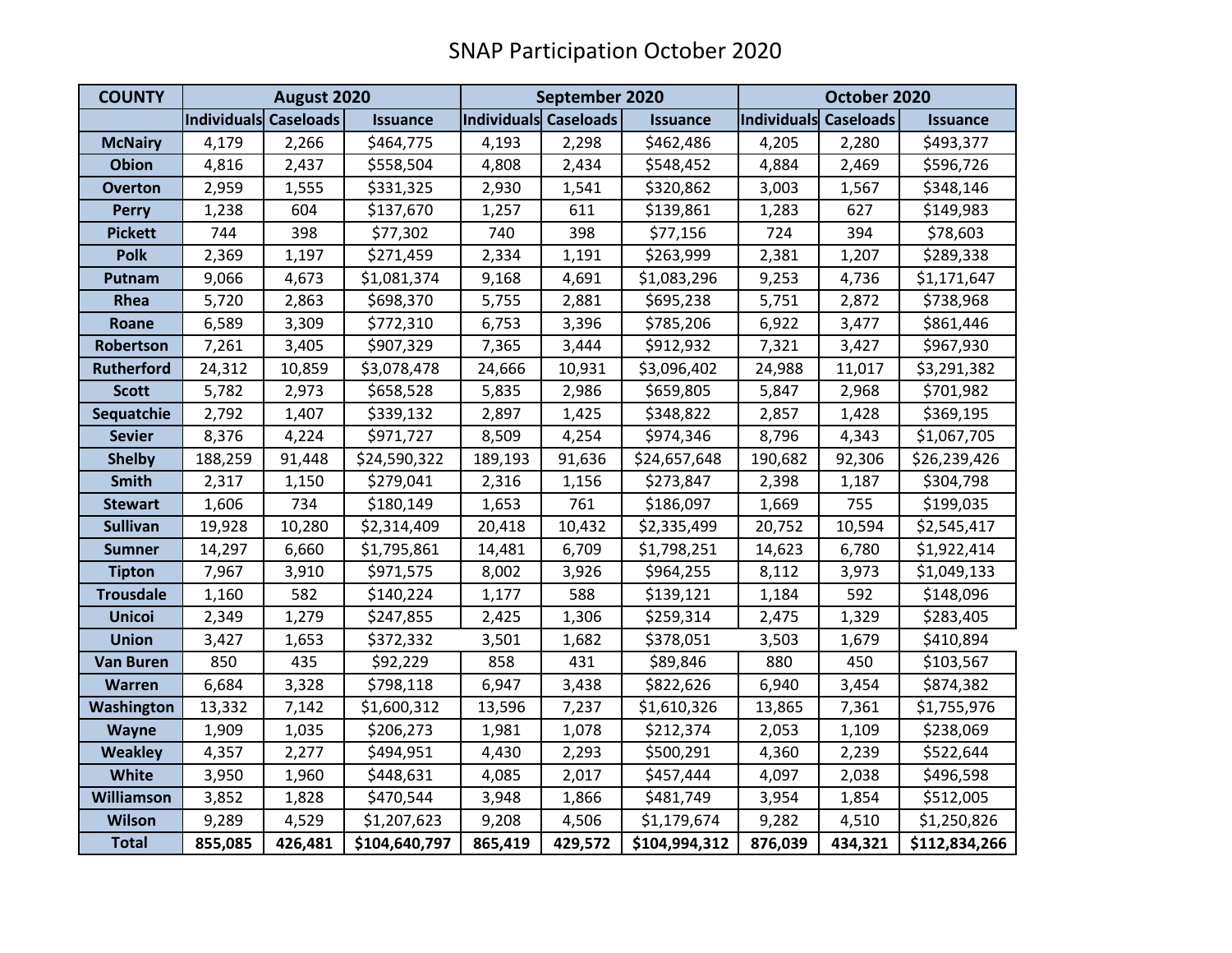# SNAP Participation October 2020

| COUNTY | August 2020 | | | September 2020 | | | October 2020 | | |
|---|---|---|---|---|---|---|---|---|---|
| | Individuals | Caseloads | Issuance | Individuals | Caseloads | Issuance | Individuals | Caseloads | Issuance |
| McNairy | 4,179 | 2,266 | $464,775 | 4,193 | 2,298 | $462,486 | 4,205 | 2,280 | $493,377 |
| Obion | 4,816 | 2,437 | $558,504 | 4,808 | 2,434 | $548,452 | 4,884 | 2,469 | $596,726 |
| Overton | 2,959 | 1,555 | $331,325 | 2,930 | 1,541 | $320,862 | 3,003 | 1,567 | $348,146 |
| Perry | 1,238 | 604 | $137,670 | 1,257 | 611 | $139,861 | 1,283 | 627 | $149,983 |
| Pickett | 744 | 398 | $77,302 | 740 | 398 | $77,156 | 724 | 394 | $78,603 |
| Polk | 2,369 | 1,197 | $271,459 | 2,334 | 1,191 | $263,999 | 2,381 | 1,207 | $289,338 |
| Putnam | 9,066 | 4,673 | $1,081,374 | 9,168 | 4,691 | $1,083,296 | 9,253 | 4,736 | $1,171,647 |
| Rhea | 5,720 | 2,863 | $698,370 | 5,755 | 2,881 | $695,238 | 5,751 | 2,872 | $738,968 |
| Roane | 6,589 | 3,309 | $772,310 | 6,753 | 3,396 | $785,206 | 6,922 | 3,477 | $861,446 |
| Robertson | 7,261 | 3,405 | $907,329 | 7,365 | 3,444 | $912,932 | 7,321 | 3,427 | $967,930 |
| Rutherford | 24,312 | 10,859 | $3,078,478 | 24,666 | 10,931 | $3,096,402 | 24,988 | 11,017 | $3,291,382 |
| Scott | 5,782 | 2,973 | $658,528 | 5,835 | 2,986 | $659,805 | 5,847 | 2,968 | $701,982 |
| Sequatchie | 2,792 | 1,407 | $339,132 | 2,897 | 1,425 | $348,822 | 2,857 | 1,428 | $369,195 |
| Sevier | 8,376 | 4,224 | $971,727 | 8,509 | 4,254 | $974,346 | 8,796 | 4,343 | $1,067,705 |
| Shelby | 188,259 | 91,448 | $24,590,322 | 189,193 | 91,636 | $24,657,648 | 190,682 | 92,306 | $26,239,426 |
| Smith | 2,317 | 1,150 | $279,041 | 2,316 | 1,156 | $273,847 | 2,398 | 1,187 | $304,798 |
| Stewart | 1,606 | 734 | $180,149 | 1,653 | 761 | $186,097 | 1,669 | 755 | $199,035 |
| Sullivan | 19,928 | 10,280 | $2,314,409 | 20,418 | 10,432 | $2,335,499 | 20,752 | 10,594 | $2,545,417 |
| Sumner | 14,297 | 6,660 | $1,795,861 | 14,481 | 6,709 | $1,798,251 | 14,623 | 6,780 | $1,922,414 |
| Tipton | 7,967 | 3,910 | $971,575 | 8,002 | 3,926 | $964,255 | 8,112 | 3,973 | $1,049,133 |
| Trousdale | 1,160 | 582 | $140,224 | 1,177 | 588 | $139,121 | 1,184 | 592 | $148,096 |
| Unicoi | 2,349 | 1,279 | $247,855 | 2,425 | 1,306 | $259,314 | 2,475 | 1,329 | $283,405 |
| Union | 3,427 | 1,653 | $372,332 | 3,501 | 1,682 | $378,051 | 3,503 | 1,679 | $410,894 |
| Van Buren | 850 | 435 | $92,229 | 858 | 431 | $89,846 | 880 | 450 | $103,567 |
| Warren | 6,684 | 3,328 | $798,118 | 6,947 | 3,438 | $822,626 | 6,940 | 3,454 | $874,382 |
| Washington | 13,332 | 7,142 | $1,600,312 | 13,596 | 7,237 | $1,610,326 | 13,865 | 7,361 | $1,755,976 |
| Wayne | 1,909 | 1,035 | $206,273 | 1,981 | 1,078 | $212,374 | 2,053 | 1,109 | $238,069 |
| Weakley | 4,357 | 2,277 | $494,951 | 4,430 | 2,293 | $500,291 | 4,360 | 2,239 | $522,644 |
| White | 3,950 | 1,960 | $448,631 | 4,085 | 2,017 | $457,444 | 4,097 | 2,038 | $496,598 |
| Williamson | 3,852 | 1,828 | $470,544 | 3,948 | 1,866 | $481,749 | 3,954 | 1,854 | $512,005 |
| Wilson | 9,289 | 4,529 | $1,207,623 | 9,208 | 4,506 | $1,179,674 | 9,282 | 4,510 | $1,250,826 |
| **Total** | **855,085** | **426,481** | **$104,640,797** | **865,419** | **429,572** | **$104,994,312** | **876,039** | **434,321** | **$112,834,266** |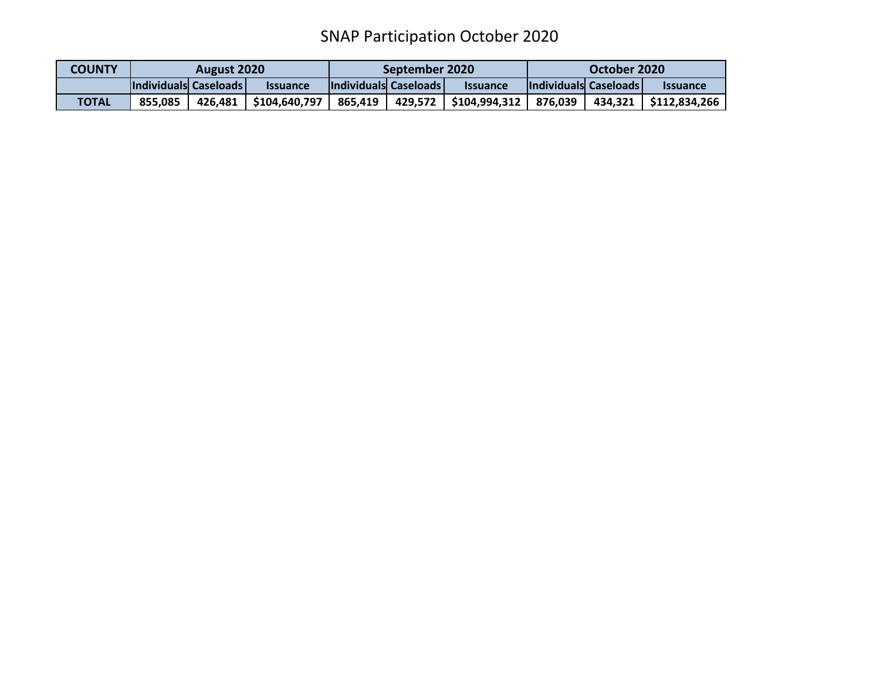# SNAP Participation October 2020

| COUNTY | August 2020 | | | September 2020 | | | October 2020 | | |
|---|---|---|---|---|---|---|---|---|---|
| | Individuals | Caseloads | Issuance | Individuals | Caseloads | Issuance | Individuals | Caseloads | Issuance |
| TOTAL | 855,085 | 426,481 | $104,640,797 | 865,419 | 429,572 | $104,994,312 | 876,039 | 434,321 | $112,834,266 |